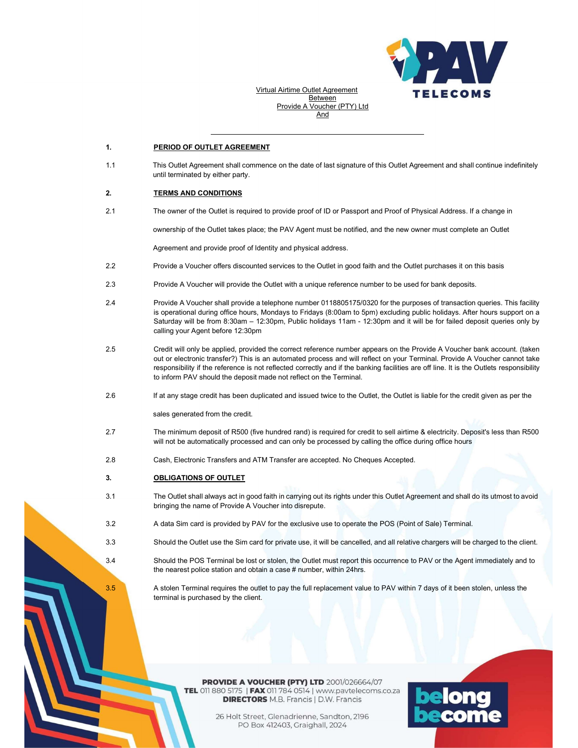Virtual Airtime Outlet Agreement
Between
Provide A Voucher (PTY) Ltd
And

______________________________________________

**1. PERIOD OF OUTLET AGREEMENT**

1.1 This Outlet Agreement shall commence on the date of last signature of this Outlet Agreement and shall continue indefinitely until terminated by either party.

**2. TERMS AND CONDITIONS**

2.1 The owner of the Outlet is required to provide proof of ID or Passport and Proof of Physical Address. If a change in ownership of the Outlet takes place; the PAV Agent must be notified, and the new owner must complete an Outlet Agreement and provide proof of Identity and physical address.

2.2 Provide a Voucher offers discounted services to the Outlet in good faith and the Outlet purchases it on this basis

2.3 Provide A Voucher will provide the Outlet with a unique reference number to be used for bank deposits.

2.4 Provide A Voucher shall provide a telephone number 0118805175/0320 for the purposes of transaction queries. This facility is operational during office hours, Mondays to Fridays (8:00am to 5pm) excluding public holidays. After hours support on a Saturday will be from 8:30am – 12:30pm, Public holidays 11am - 12:30pm and it will be for failed deposit queries only by calling your Agent before 12:30pm

2.5 Credit will only be applied, provided the correct reference number appears on the Provide A Voucher bank account. (taken out or electronic transfer?) This is an automated process and will reflect on your Terminal. Provide A Voucher cannot take responsibility if the reference is not reflected correctly and if the banking facilities are off line. It is the Outlets responsibility to inform PAV should the deposit made not reflect on the Terminal.

2.6 If at any stage credit has been duplicated and issued twice to the Outlet, the Outlet is liable for the credit given as per the sales generated from the credit.

2.7 The minimum deposit of R500 (five hundred rand) is required for credit to sell airtime & electricity. Deposit's less than R500 will not be automatically processed and can only be processed by calling the office during office hours

2.8 Cash, Electronic Transfers and ATM Transfer are accepted. No Cheques Accepted.

**3. OBLIGATIONS OF OUTLET**

3.1 The Outlet shall always act in good faith in carrying out its rights under this Outlet Agreement and shall do its utmost to avoid bringing the name of Provide A Voucher into disrepute.

3.2 A data Sim card is provided by PAV for the exclusive use to operate the POS (Point of Sale) Terminal.

3.3 Should the Outlet use the Sim card for private use, it will be cancelled, and all relative chargers will be charged to the client.

3.4 Should the POS Terminal be lost or stolen, the Outlet must report this occurrence to PAV or the Agent immediately and to the nearest police station and obtain a case # number, within 24hrs.

3.5 A stolen Terminal requires the outlet to pay the full replacement value to PAV within 7 days of it been stolen, unless the terminal is purchased by the client.

**PROVIDE A VOUCHER (PTY) LTD** 2001/026664/07
**TEL** 011 880 5175 | **FAX** 011 784 0514 | www.pavtelecoms.co.za
**DIRECTORS** M.B. Francis | D.W. Francis

26 Holt Street, Glenadrienne, Sandton, 2196
PO Box 412403, Graighall, 2024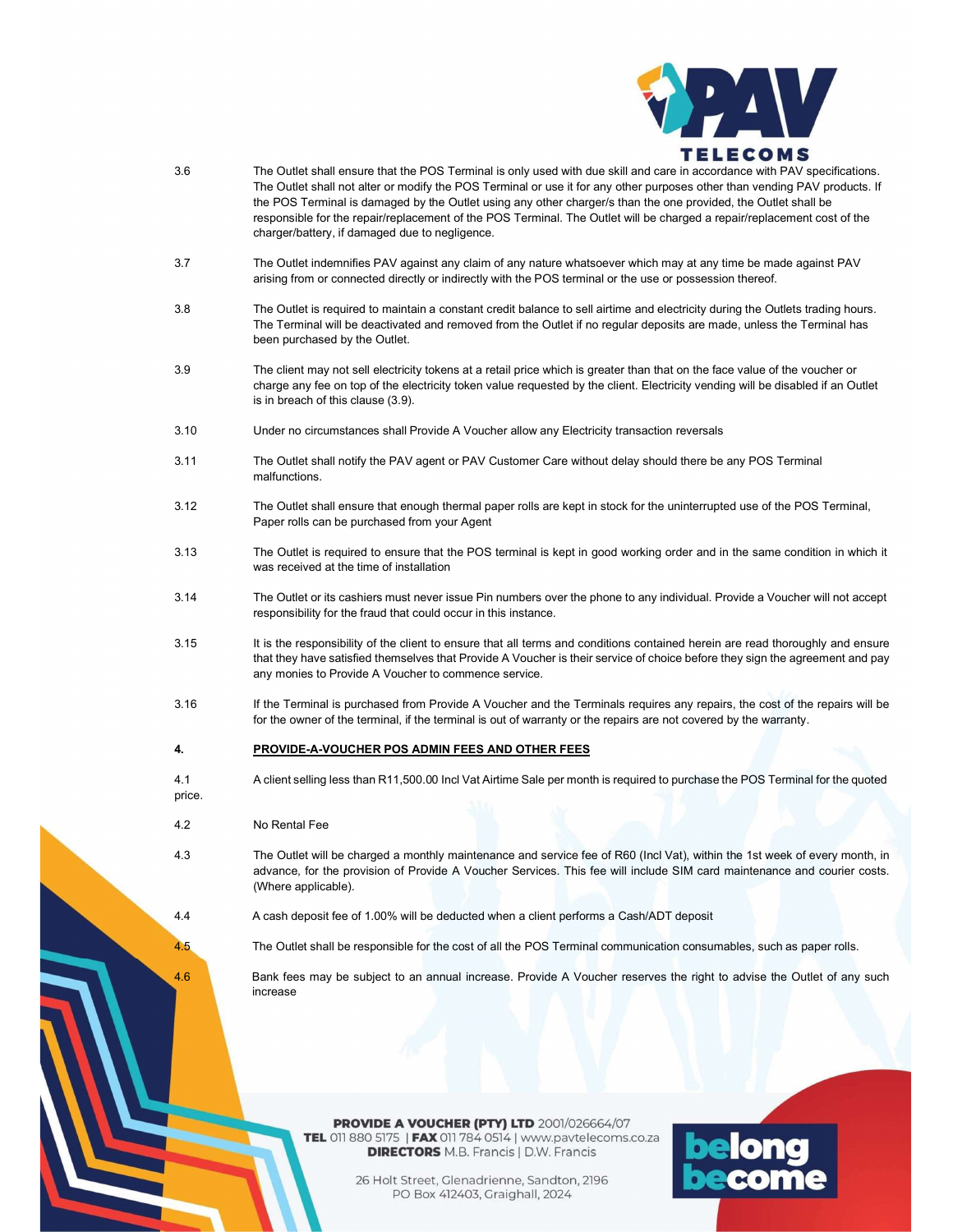3.6 The Outlet shall ensure that the POS Terminal is only used with due skill and care in accordance with PAV specifications. The Outlet shall not alter or modify the POS Terminal or use it for any other purposes other than vending PAV products. If the POS Terminal is damaged by the Outlet using any other charger/s than the one provided, the Outlet shall be responsible for the repair/replacement of the POS Terminal. The Outlet will be charged a repair/replacement cost of the charger/battery, if damaged due to negligence.

3.7 The Outlet indemnifies PAV against any claim of any nature whatsoever which may at any time be made against PAV arising from or connected directly or indirectly with the POS terminal or the use or possession thereof.

3.8 The Outlet is required to maintain a constant credit balance to sell airtime and electricity during the Outlets trading hours. The Terminal will be deactivated and removed from the Outlet if no regular deposits are made, unless the Terminal has been purchased by the Outlet.

3.9 The client may not sell electricity tokens at a retail price which is greater than that on the face value of the voucher or charge any fee on top of the electricity token value requested by the client. Electricity vending will be disabled if an Outlet is in breach of this clause (3.9).

3.10 Under no circumstances shall Provide A Voucher allow any Electricity transaction reversals

3.11 The Outlet shall notify the PAV agent or PAV Customer Care without delay should there be any POS Terminal malfunctions.

3.12 The Outlet shall ensure that enough thermal paper rolls are kept in stock for the uninterrupted use of the POS Terminal, Paper rolls can be purchased from your Agent

3.13 The Outlet is required to ensure that the POS terminal is kept in good working order and in the same condition in which it was received at the time of installation

3.14 The Outlet or its cashiers must never issue Pin numbers over the phone to any individual. Provide a Voucher will not accept responsibility for the fraud that could occur in this instance.

3.15 It is the responsibility of the client to ensure that all terms and conditions contained herein are read thoroughly and ensure that they have satisfied themselves that Provide A Voucher is their service of choice before they sign the agreement and pay any monies to Provide A Voucher to commence service.

3.16 If the Terminal is purchased from Provide A Voucher and the Terminals requires any repairs, the cost of the repairs will be for the owner of the terminal, if the terminal is out of warranty or the repairs are not covered by the warranty.

## 4. PROVIDE-A-VOUCHER POS ADMIN FEES AND OTHER FEES

4.1 A client selling less than R11,500.00 Incl Vat Airtime Sale per month is required to purchase the POS Terminal for the quoted price.

4.2 No Rental Fee

4.3 The Outlet will be charged a monthly maintenance and service fee of R60 (Incl Vat), within the 1st week of every month, in advance, for the provision of Provide A Voucher Services. This fee will include SIM card maintenance and courier costs. (Where applicable).

4.4 A cash deposit fee of 1.00% will be deducted when a client performs a Cash/ADT deposit

4.5 The Outlet shall be responsible for the cost of all the POS Terminal communication consumables, such as paper rolls.

4.6 Bank fees may be subject to an annual increase. Provide A Voucher reserves the right to advise the Outlet of any such increase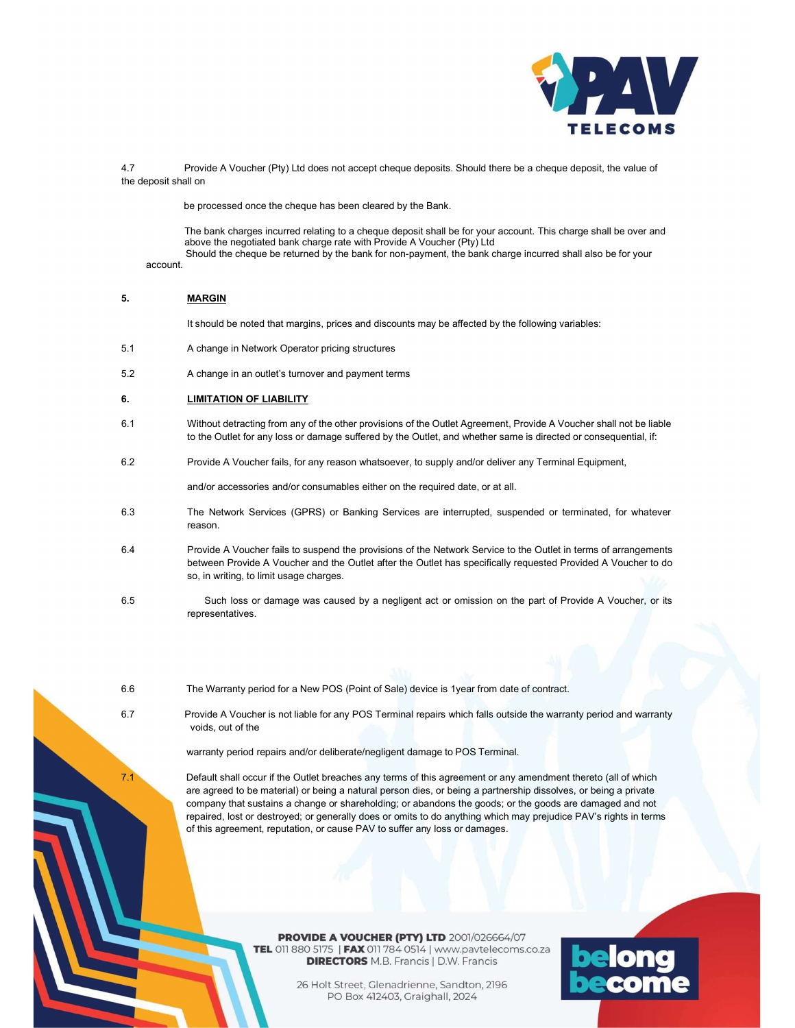4.7 Provide A Voucher (Pty) Ltd does not accept cheque deposits. Should there be a cheque deposit, the value of the deposit shall on

be processed once the cheque has been cleared by the Bank.

The bank charges incurred relating to a cheque deposit shall be for your account. This charge shall be over and above the negotiated bank charge rate with Provide A Voucher (Pty) Ltd
Should the cheque be returned by the bank for non-payment, the bank charge incurred shall also be for your account.

**5. MARGIN**

It should be noted that margins, prices and discounts may be affected by the following variables:

5.1 A change in Network Operator pricing structures

5.2 A change in an outlet's turnover and payment terms

**6. LIMITATION OF LIABILITY**

6.1 Without detracting from any of the other provisions of the Outlet Agreement, Provide A Voucher shall not be liable to the Outlet for any loss or damage suffered by the Outlet, and whether same is directed or consequential, if:

6.2 Provide A Voucher fails, for any reason whatsoever, to supply and/or deliver any Terminal Equipment,

and/or accessories and/or consumables either on the required date, or at all.

6.3 The Network Services (GPRS) or Banking Services are interrupted, suspended or terminated, for whatever reason.

6.4 Provide A Voucher fails to suspend the provisions of the Network Service to the Outlet in terms of arrangements between Provide A Voucher and the Outlet after the Outlet has specifically requested Provided A Voucher to do so, in writing, to limit usage charges.

6.5 Such loss or damage was caused by a negligent act or omission on the part of Provide A Voucher, or its representatives.

6.6 The Warranty period for a New POS (Point of Sale) device is 1year from date of contract.

6.7 Provide A Voucher is not liable for any POS Terminal repairs which falls outside the warranty period and warranty voids, out of the

warranty period repairs and/or deliberate/negligent damage to POS Terminal.

7.1 Default shall occur if the Outlet breaches any terms of this agreement or any amendment thereto (all of which are agreed to be material) or being a natural person dies, or being a partnership dissolves, or being a private company that sustains a change or shareholding; or abandons the goods; or the goods are damaged and not repaired, lost or destroyed; or generally does or omits to do anything which may prejudice PAV's rights in terms of this agreement, reputation, or cause PAV to suffer any loss or damages.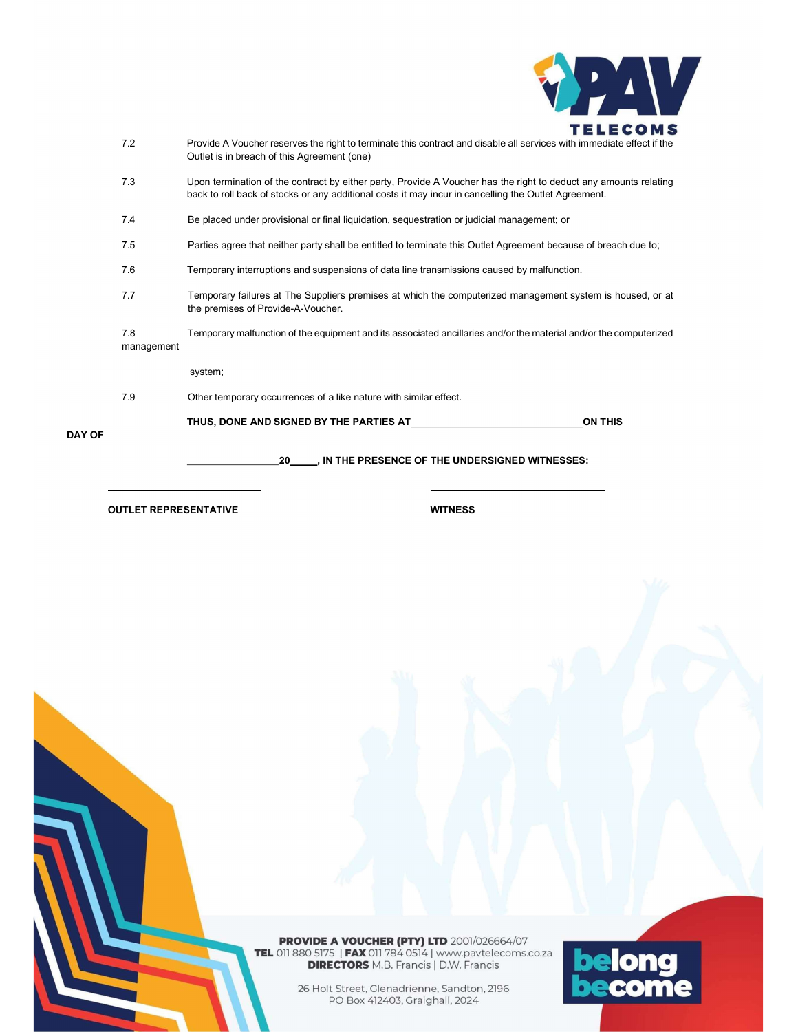7.2 Provide A Voucher reserves the right to terminate this contract and disable all services with immediate effect if the Outlet is in breach of this Agreement (one)

7.3 Upon termination of the contract by either party, Provide A Voucher has the right to deduct any amounts relating back to roll back of stocks or any additional costs it may incur in cancelling the Outlet Agreement.

7.4 Be placed under provisional or final liquidation, sequestration or judicial management; or

7.5 Parties agree that neither party shall be entitled to terminate this Outlet Agreement because of breach due to;

7.6 Temporary interruptions and suspensions of data line transmissions caused by malfunction.

7.7 Temporary failures at The Suppliers premises at which the computerized management system is housed, or at the premises of Provide-A-Voucher.

7.8 Temporary malfunction of the equipment and its associated ancillaries and/or the material and/or the computerized management system;

7.9 Other temporary occurrences of a like nature with similar effect.

**THUS, DONE AND SIGNED BY THE PARTIES AT \_\_\_\_\_\_\_\_\_\_\_\_\_\_\_\_\_\_\_\_\_\_\_\_\_\_\_\_\_\_ ON THIS \_\_\_\_\_\_\_\_\_ DAY OF \_\_\_\_\_\_\_\_\_\_\_\_\_\_\_\_ 20\_\_\_\_, IN THE PRESENCE OF THE UNDERSIGNED WITNESSES:**

\_\_\_\_\_\_\_\_\_\_\_\_\_\_\_\_\_\_\_\_\_\_\_\_\_\_\_\_

**OUTLET REPRESENTATIVE**

\_\_\_\_\_\_\_\_\_\_\_\_\_\_\_\_\_\_\_\_\_\_\_\_\_\_\_\_

**WITNESS**

\_\_\_\_\_\_\_\_\_\_\_\_\_\_\_\_\_\_\_\_\_\_\_\_

\_\_\_\_\_\_\_\_\_\_\_\_\_\_\_\_\_\_\_\_\_\_\_\_\_\_\_\_